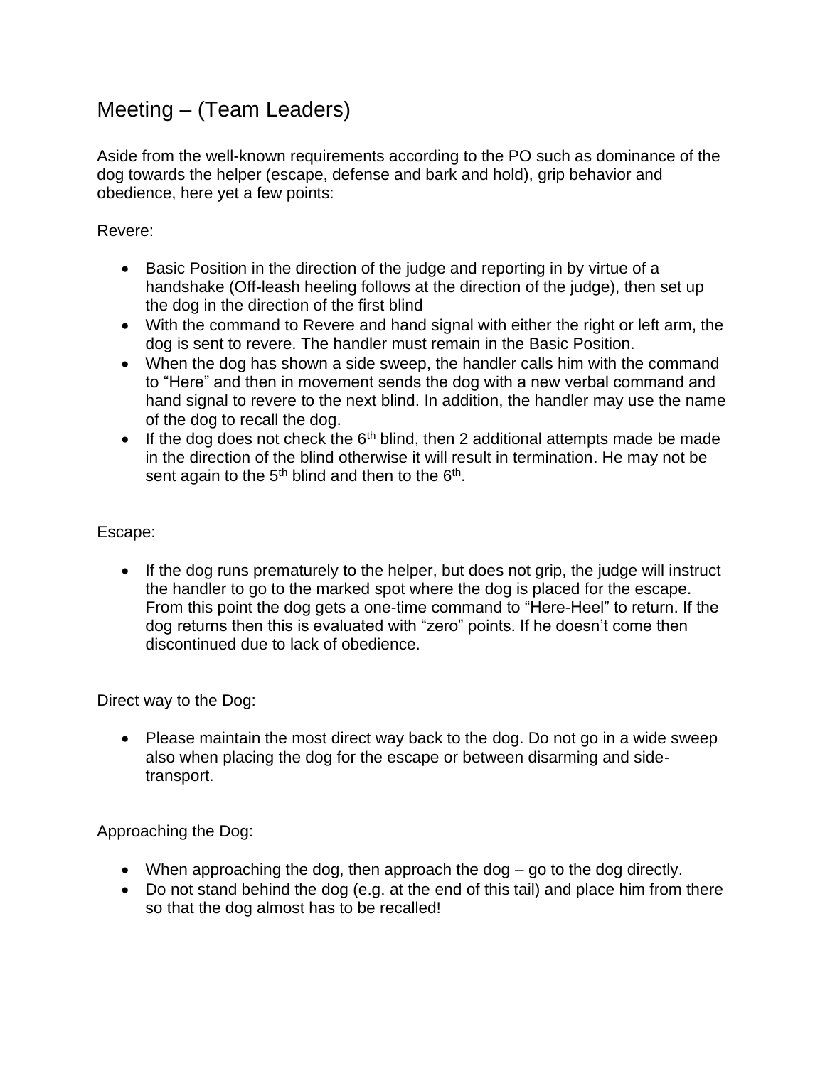# Meeting – (Team Leaders)

Aside from the well-known requirements according to the PO such as dominance of the dog towards the helper (escape, defense and bark and hold), grip behavior and obedience, here yet a few points:

Revere:

- Basic Position in the direction of the judge and reporting in by virtue of a handshake (Off-leash heeling follows at the direction of the judge), then set up the dog in the direction of the first blind
- With the command to Revere and hand signal with either the right or left arm, the dog is sent to revere. The handler must remain in the Basic Position.
- When the dog has shown a side sweep, the handler calls him with the command to "Here" and then in movement sends the dog with a new verbal command and hand signal to revere to the next blind. In addition, the handler may use the name of the dog to recall the dog.
- If the dog does not check the 6th blind, then 2 additional attempts made be made in the direction of the blind otherwise it will result in termination. He may not be sent again to the 5th blind and then to the 6th.

Escape:

- If the dog runs prematurely to the helper, but does not grip, the judge will instruct the handler to go to the marked spot where the dog is placed for the escape. From this point the dog gets a one-time command to "Here-Heel" to return. If the dog returns then this is evaluated with "zero" points. If he doesn't come then discontinued due to lack of obedience.

Direct way to the Dog:

- Please maintain the most direct way back to the dog. Do not go in a wide sweep also when placing the dog for the escape or between disarming and side-transport.

Approaching the Dog:

- When approaching the dog, then approach the dog – go to the dog directly.
- Do not stand behind the dog (e.g. at the end of this tail) and place him from there so that the dog almost has to be recalled!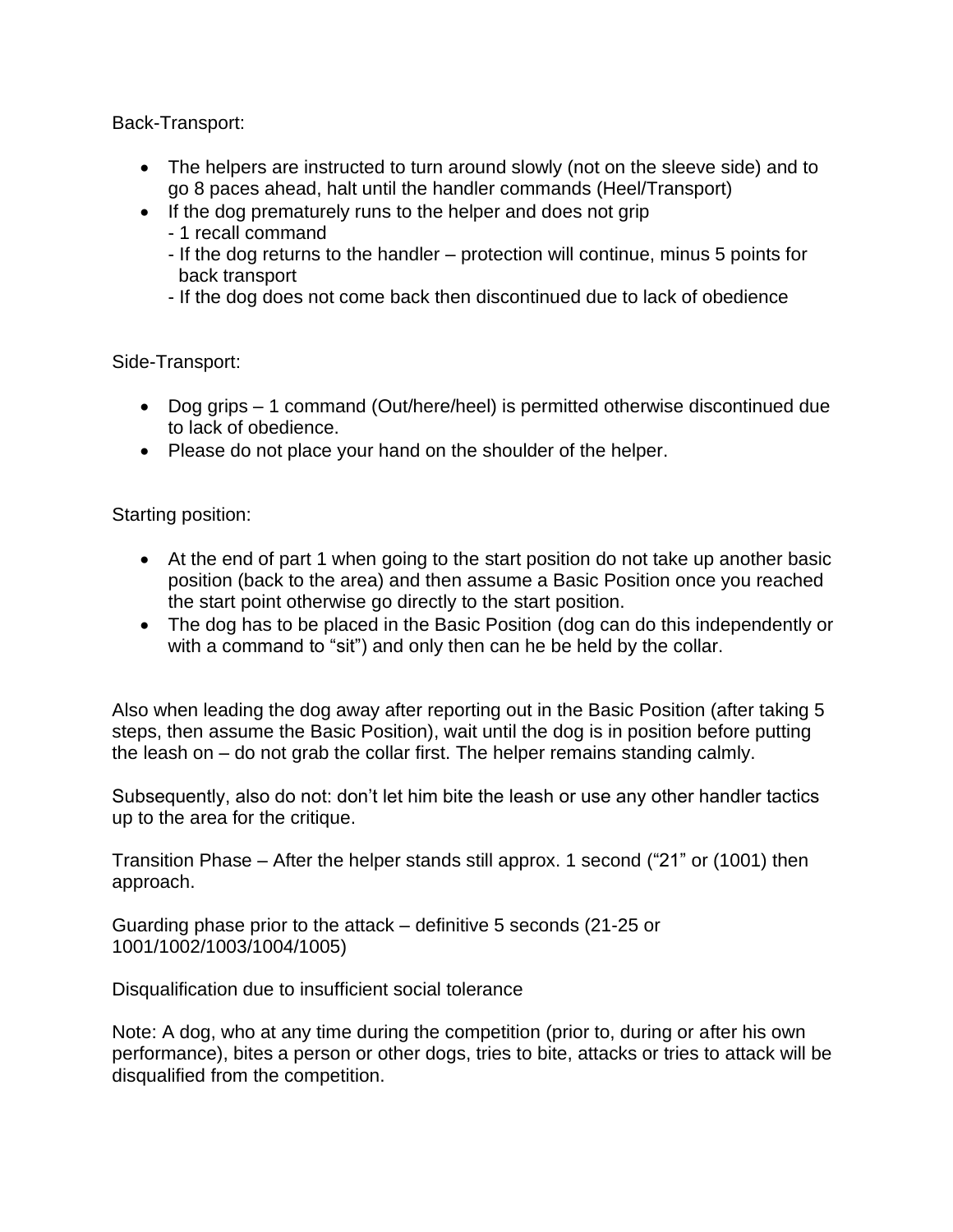Back-Transport:

- The helpers are instructed to turn around slowly (not on the sleeve side) and to go 8 paces ahead, halt until the handler commands (Heel/Transport)
- If the dog prematurely runs to the helper and does not grip
  - 1 recall command
  - If the dog returns to the handler – protection will continue, minus 5 points for back transport
  - If the dog does not come back then discontinued due to lack of obedience

Side-Transport:

- Dog grips – 1 command (Out/here/heel) is permitted otherwise discontinued due to lack of obedience.
- Please do not place your hand on the shoulder of the helper.

Starting position:

- At the end of part 1 when going to the start position do not take up another basic position (back to the area) and then assume a Basic Position once you reached the start point otherwise go directly to the start position.
- The dog has to be placed in the Basic Position (dog can do this independently or with a command to "sit") and only then can he be held by the collar.

Also when leading the dog away after reporting out in the Basic Position (after taking 5 steps, then assume the Basic Position), wait until the dog is in position before putting the leash on – do not grab the collar first. The helper remains standing calmly.

Subsequently, also do not: don't let him bite the leash or use any other handler tactics up to the area for the critique.

Transition Phase – After the helper stands still approx. 1 second ("21" or (1001) then approach.

Guarding phase prior to the attack – definitive 5 seconds (21-25 or 1001/1002/1003/1004/1005)

Disqualification due to insufficient social tolerance

Note: A dog, who at any time during the competition (prior to, during or after his own performance), bites a person or other dogs, tries to bite, attacks or tries to attack will be disqualified from the competition.